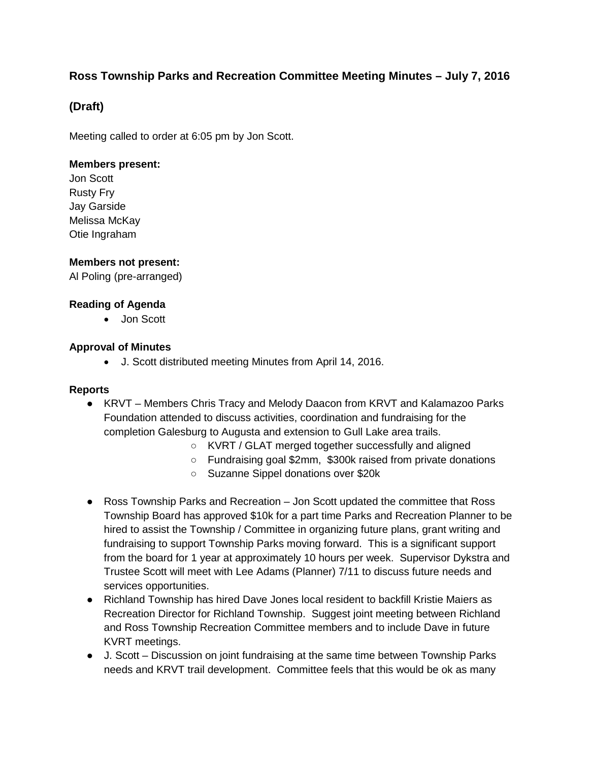## Ross Township Parks and Recreation Committee Meeting Minutes – July 7, 2016

## (Draft)

Meeting called to order at 6:05 pm by Jon Scott.

**Members present:**
Jon Scott
Rusty Fry
Jay Garside
Melissa McKay
Otie Ingraham

**Members not present:**
Al Poling (pre-arranged)

**Reading of Agenda**

- Jon Scott

**Approval of Minutes**

- J. Scott distributed meeting Minutes from April 14, 2016.

**Reports**

- KRVT – Members Chris Tracy and Melody Daacon from KRVT and Kalamazoo Parks Foundation attended to discuss activities, coordination and fundraising for the completion Galesburg to Augusta and extension to Gull Lake area trails.
  - KVRT / GLAT merged together successfully and aligned
  - Fundraising goal $2mm, $300k raised from private donations
  - Suzanne Sippel donations over $20k
- Ross Township Parks and Recreation – Jon Scott updated the committee that Ross Township Board has approved $10k for a part time Parks and Recreation Planner to be hired to assist the Township / Committee in organizing future plans, grant writing and fundraising to support Township Parks moving forward. This is a significant support from the board for 1 year at approximately 10 hours per week. Supervisor Dykstra and Trustee Scott will meet with Lee Adams (Planner) 7/11 to discuss future needs and services opportunities.
- Richland Township has hired Dave Jones local resident to backfill Kristie Maiers as Recreation Director for Richland Township. Suggest joint meeting between Richland and Ross Township Recreation Committee members and to include Dave in future KVRT meetings.
- J. Scott – Discussion on joint fundraising at the same time between Township Parks needs and KRVT trail development. Committee feels that this would be ok as many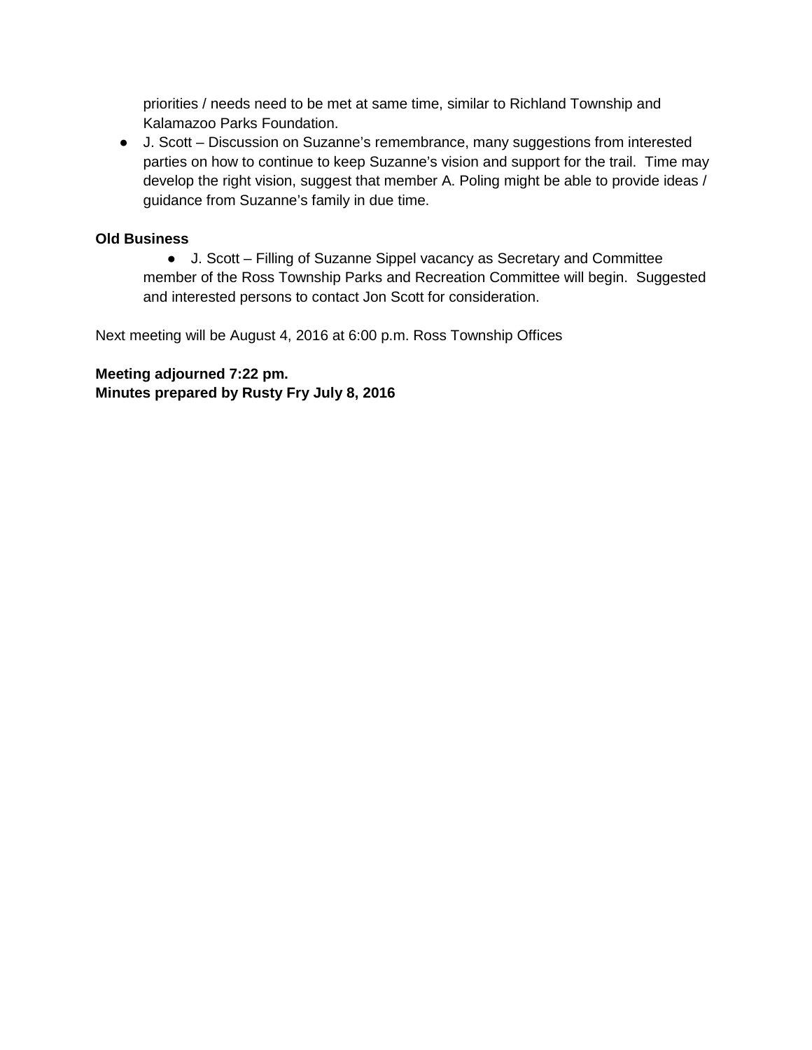priorities / needs need to be met at same time, similar to Richland Township and Kalamazoo Parks Foundation.

- J. Scott – Discussion on Suzanne's remembrance, many suggestions from interested parties on how to continue to keep Suzanne's vision and support for the trail. Time may develop the right vision, suggest that member A. Poling might be able to provide ideas / guidance from Suzanne's family in due time.

**Old Business**

- J. Scott – Filling of Suzanne Sippel vacancy as Secretary and Committee member of the Ross Township Parks and Recreation Committee will begin. Suggested and interested persons to contact Jon Scott for consideration.

Next meeting will be August 4, 2016 at 6:00 p.m. Ross Township Offices

**Meeting adjourned 7:22 pm.**
**Minutes prepared by Rusty Fry July 8, 2016**